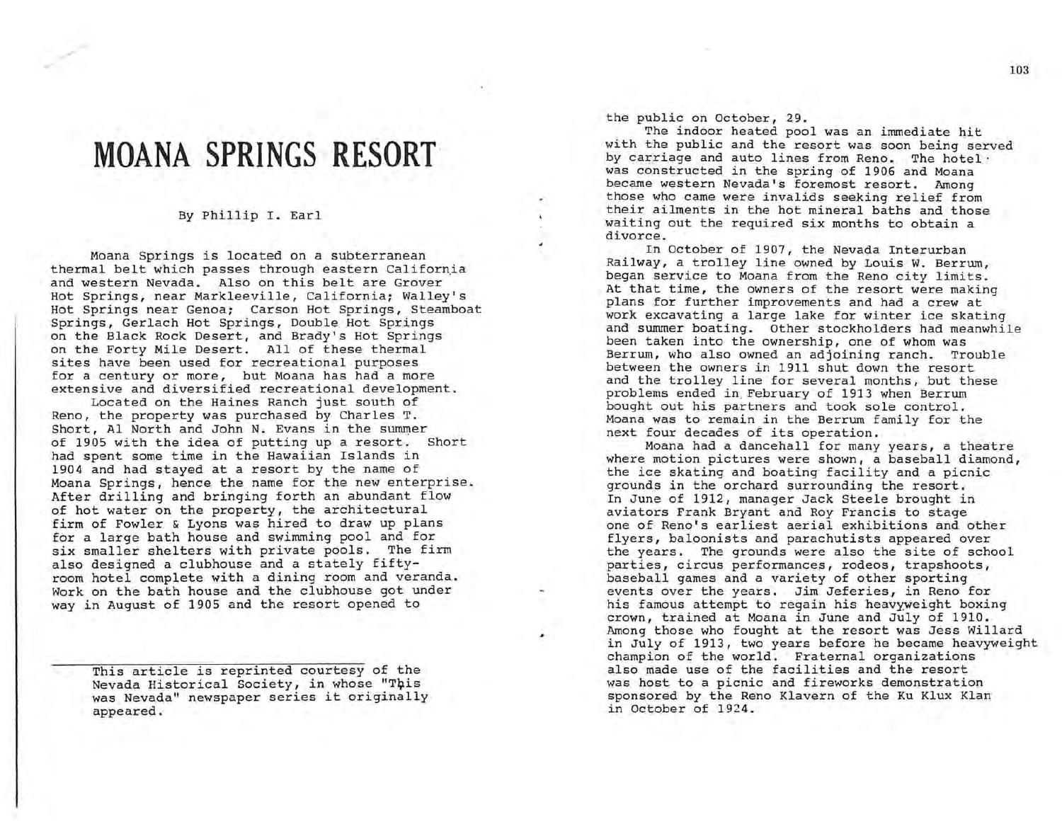# MOANA SPRINGS RESORT

By Phillip I. Earl

Moana Springs is located on a subterranean thermal belt which passes through eastern California and western Nevada. Also on this belt are Grover Hot Springs, near Markleeville, California; Walley's Hot Springs near Genoa; Carson Hot Springs, Steamboat Springs, Gerlach Hot Springs, Double Hot Springs on the Black Rock Desert, and Brady's Hot Springs on the Forty Mile Desert. All of these thermal sites have been used for recreational purposes for a century or more, but Moana has had a more extensive and diversified recreational development.

Located on the Haines Ranch just south of Reno, the property was purchased by Charles T. Short, Al North and John N. Evans in the summer of 1905 with the idea of putting up a resort. Short had spent some time in the Hawaiian Islands in 1904 and had stayed at a resort by the name of Moana Springs, hence the name for the new enterprise. After drilling and bringing forth an abundant flow of hot water on the property, the architectural firm of Fowler & Lyons was hired to draw up plans for a large bath house and swimming pool and for six smaller shelters with private pools. The firm also designed a clubhouse and a stately fifty-room hotel complete with a dining room and veranda. Work on the bath house and the clubhouse got under way in August of 1905 and the resort opened to the public on October, 29.

The indoor heated pool was an immediate hit with the public and the resort was soon being served by carriage and auto lines from Reno. The hotel was constructed in the spring of 1906 and Moana became western Nevada's foremost resort. Among those who came were invalids seeking relief from their ailments in the hot mineral baths and those waiting out the required six months to obtain a divorce.

In October of 1907, the Nevada Interurban Railway, a trolley line owned by Louis W. Berrum, began service to Moana from the Reno city limits. At that time, the owners of the resort were making plans for further improvements and had a crew at work excavating a large lake for winter ice skating and summer boating. Other stockholders had meanwhile been taken into the ownership, one of whom was Berrum, who also owned an adjoining ranch. Trouble between the owners in 1911 shut down the resort and the trolley line for several months, but these problems ended in February of 1913 when Berrum bought out his partners and took sole control. Moana was to remain in the Berrum family for the next four decades of its operation.

Moana had a dancehall for many years, a theatre where motion pictures were shown, a baseball diamond, the ice skating and boating facility and a picnic grounds in the orchard surrounding the resort. In June of 1912, manager Jack Steele brought in aviators Frank Bryant and Roy Francis to stage one of Reno's earliest aerial exhibitions and other flyers, baloonists and parachutists appeared over the years. The grounds were also the site of school parties, circus performances, rodeos, trapshoots, baseball games and a variety of other sporting events over the years. Jim Jeferies, in Reno for his famous attempt to regain his heavyweight boxing crown, trained at Moana in June and July of 1910. Among those who fought at the resort was Jess Willard in July of 1913, two years before he became heavyweight champion of the world. Fraternal organizations also made use of the facilities and the resort was host to a picnic and fireworks demonstration sponsored by the Reno Klavern of the Ku Klux Klan in October of 1924.

---

This article is reprinted courtesy of the Nevada Historical Society, in whose "This was Nevada" newspaper series it originally appeared.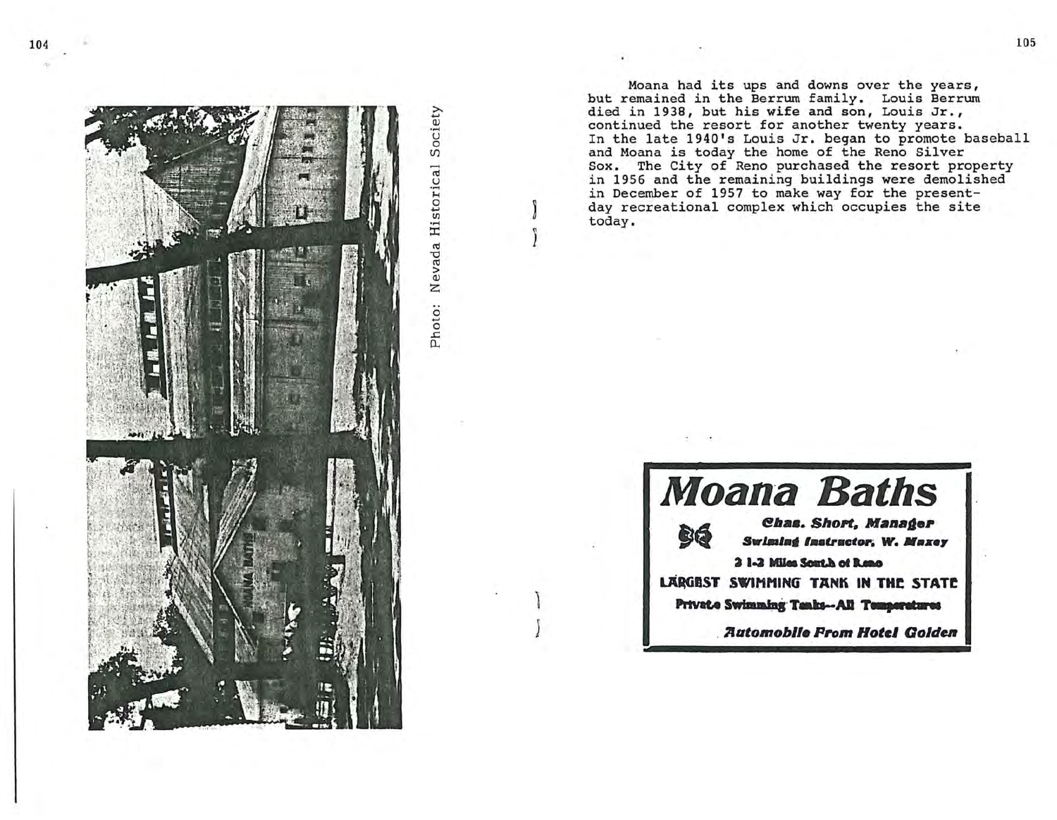Photo: Nevada Historical Society

Moana had its ups and downs over the years, but remained in the Berrum family. Louis Berrum died in 1938, but his wife and son, Louis Jr., continued the resort for another twenty years. In the late 1940's Louis Jr. began to promote baseball and Moana is today the home of the Reno Silver Sox. The City of Reno purchased the resort property in 1956 and the remaining buildings were demolished in December of 1957 to make way for the present-day recreational complex which occupies the site today.

# Moana Baths

***Chas. Short, Manager***

***Swiming Instructor, W. Maxey***

**2 1-2 Miles South of Reno**

**LARGEST SWIMMING TANK IN THE STATE**

**Private Swimming Tanks--All Temperatures**

***Automobile From Hotel Golden***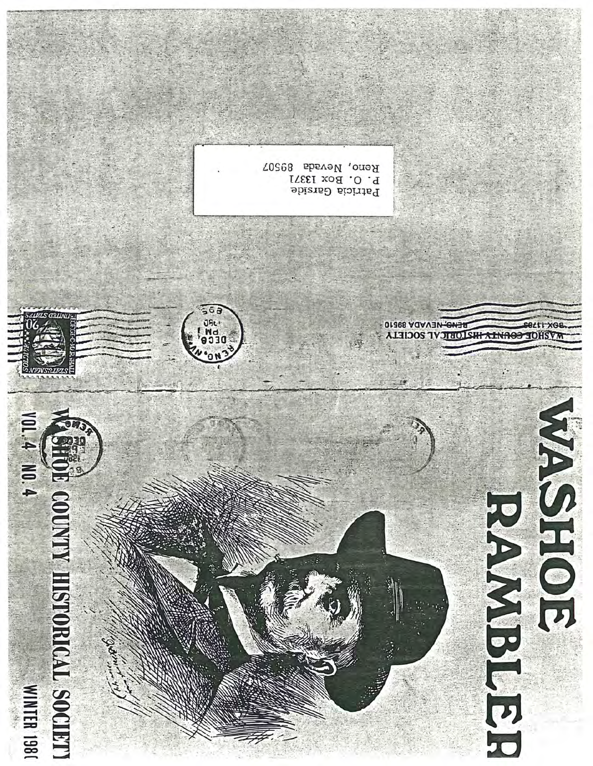# WASHOE RAMBLER

WASHOE COUNTY HISTORICAL SOCIETY

VOL. 4 NO. 4

WINTER 198(

WASHOE COUNTY HISTORICAL SOCIETY
BOX 11765
RENO, NEVADA 89510

Patricia Garside
P. O. Box 13371
Reno, Nevada 89507